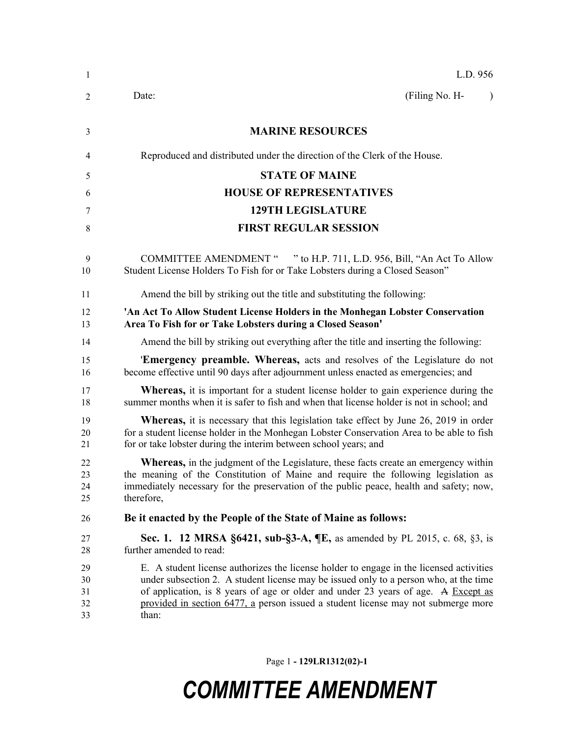L.D. 956

Date: (Filing No. H- )

**MARINE RESOURCES**

Reproduced and distributed under the direction of the Clerk of the House.

**STATE OF MAINE**

**HOUSE OF REPRESENTATIVES**

**129TH LEGISLATURE**

**FIRST REGULAR SESSION**

COMMITTEE AMENDMENT " " to H.P. 711, L.D. 956, Bill, "An Act To Allow Student License Holders To Fish for or Take Lobsters during a Closed Season"

Amend the bill by striking out the title and substituting the following:

**'An Act To Allow Student License Holders in the Monhegan Lobster Conservation Area To Fish for or Take Lobsters during a Closed Season'**

Amend the bill by striking out everything after the title and inserting the following:

'**Emergency preamble. Whereas,** acts and resolves of the Legislature do not become effective until 90 days after adjournment unless enacted as emergencies; and

**Whereas,** it is important for a student license holder to gain experience during the summer months when it is safer to fish and when that license holder is not in school; and

**Whereas,** it is necessary that this legislation take effect by June 26, 2019 in order for a student license holder in the Monhegan Lobster Conservation Area to be able to fish for or take lobster during the interim between school years; and

**Whereas,** in the judgment of the Legislature, these facts create an emergency within the meaning of the Constitution of Maine and require the following legislation as immediately necessary for the preservation of the public peace, health and safety; now, therefore,

**Be it enacted by the People of the State of Maine as follows:**

**Sec. 1. 12 MRSA §6421, sub-§3-A, ¶E,** as amended by PL 2015, c. 68, §3, is further amended to read:

E. A student license authorizes the license holder to engage in the licensed activities under subsection 2. A student license may be issued only to a person who, at the time of application, is 8 years of age or older and under 23 years of age. ~~A~~ Except as provided in section 6477, a person issued a student license may not submerge more than: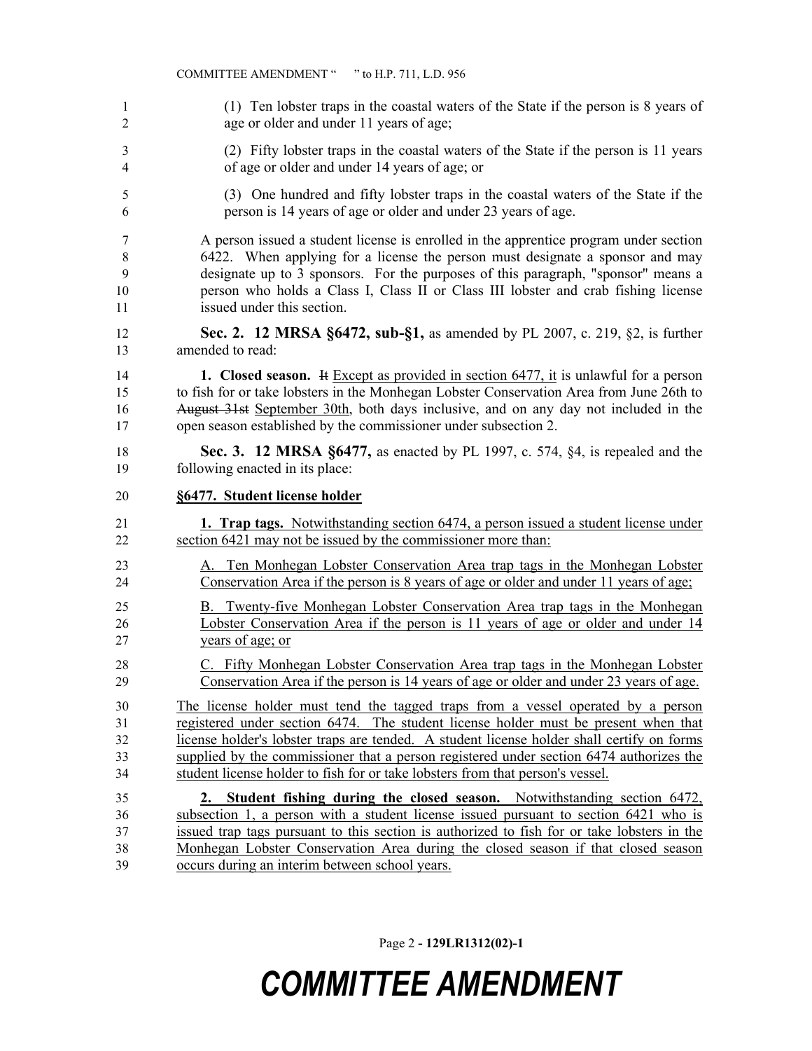(1) Ten lobster traps in the coastal waters of the State if the person is 8 years of age or older and under 11 years of age;

(2) Fifty lobster traps in the coastal waters of the State if the person is 11 years of age or older and under 14 years of age; or

(3) One hundred and fifty lobster traps in the coastal waters of the State if the person is 14 years of age or older and under 23 years of age.

A person issued a student license is enrolled in the apprentice program under section 6422. When applying for a license the person must designate a sponsor and may designate up to 3 sponsors. For the purposes of this paragraph, "sponsor" means a person who holds a Class I, Class II or Class III lobster and crab fishing license issued under this section.

**Sec. 2. 12 MRSA §6472, sub-§1,** as amended by PL 2007, c. 219, §2, is further amended to read:

**1. Closed season.** ~~It~~ Except as provided in section 6477, it is unlawful for a person to fish for or take lobsters in the Monhegan Lobster Conservation Area from June 26th to ~~August 31st~~ September 30th, both days inclusive, and on any day not included in the open season established by the commissioner under subsection 2.

**Sec. 3. 12 MRSA §6477,** as enacted by PL 1997, c. 574, §4, is repealed and the following enacted in its place:

**§6477. Student license holder**

**1. Trap tags.** Notwithstanding section 6474, a person issued a student license under section 6421 may not be issued by the commissioner more than:

A. Ten Monhegan Lobster Conservation Area trap tags in the Monhegan Lobster Conservation Area if the person is 8 years of age or older and under 11 years of age;

B. Twenty-five Monhegan Lobster Conservation Area trap tags in the Monhegan Lobster Conservation Area if the person is 11 years of age or older and under 14 years of age; or

C. Fifty Monhegan Lobster Conservation Area trap tags in the Monhegan Lobster Conservation Area if the person is 14 years of age or older and under 23 years of age.

The license holder must tend the tagged traps from a vessel operated by a person registered under section 6474. The student license holder must be present when that license holder's lobster traps are tended. A student license holder shall certify on forms supplied by the commissioner that a person registered under section 6474 authorizes the student license holder to fish for or take lobsters from that person's vessel.

**2. Student fishing during the closed season.** Notwithstanding section 6472, subsection 1, a person with a student license issued pursuant to section 6421 who is issued trap tags pursuant to this section is authorized to fish for or take lobsters in the Monhegan Lobster Conservation Area during the closed season if that closed season occurs during an interim between school years.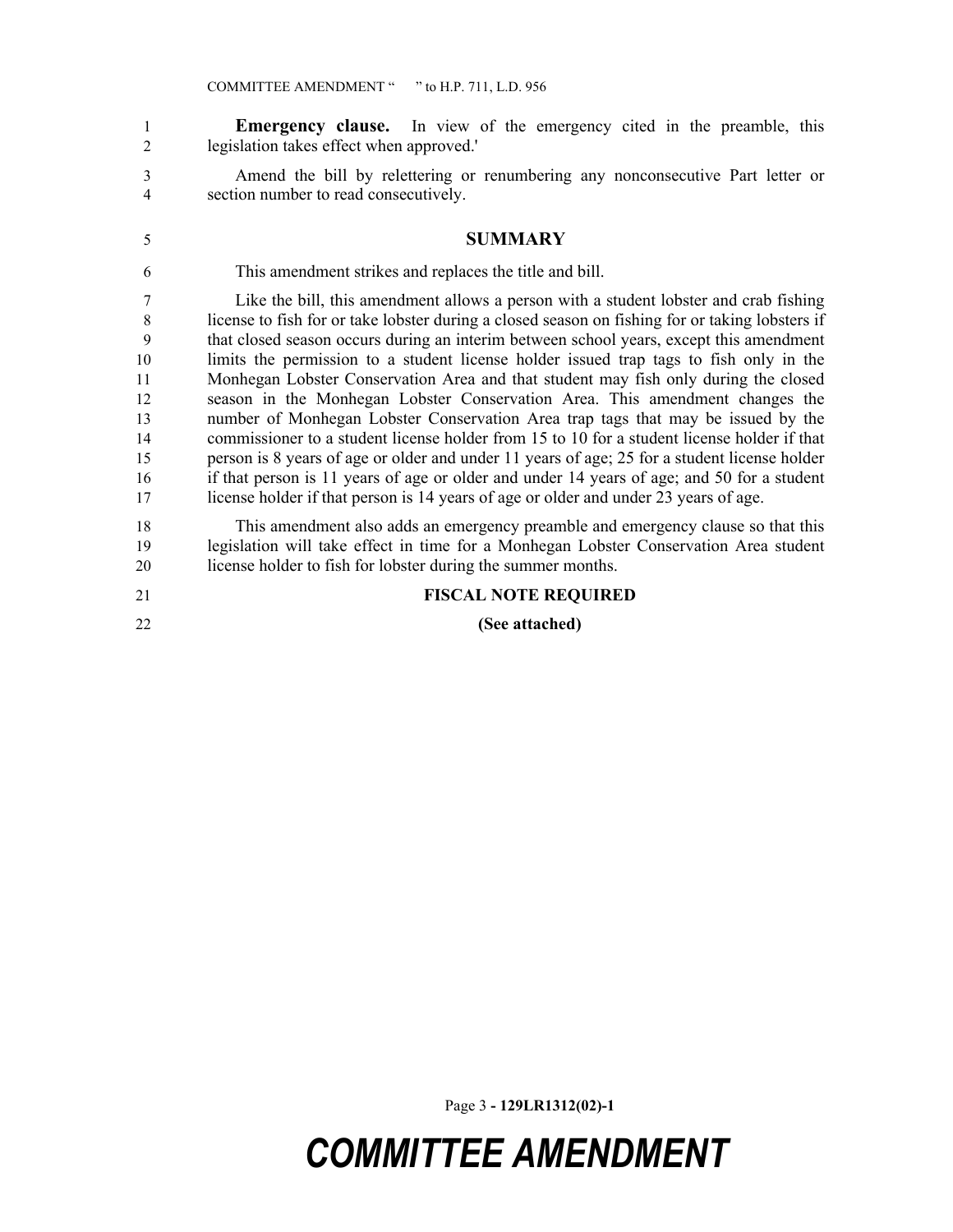**Emergency clause.** In view of the emergency cited in the preamble, this legislation takes effect when approved.'

Amend the bill by relettering or renumbering any nonconsecutive Part letter or section number to read consecutively.

## SUMMARY

This amendment strikes and replaces the title and bill.

Like the bill, this amendment allows a person with a student lobster and crab fishing license to fish for or take lobster during a closed season on fishing for or taking lobsters if that closed season occurs during an interim between school years, except this amendment limits the permission to a student license holder issued trap tags to fish only in the Monhegan Lobster Conservation Area and that student may fish only during the closed season in the Monhegan Lobster Conservation Area. This amendment changes the number of Monhegan Lobster Conservation Area trap tags that may be issued by the commissioner to a student license holder from 15 to 10 for a student license holder if that person is 8 years of age or older and under 11 years of age; 25 for a student license holder if that person is 11 years of age or older and under 14 years of age; and 50 for a student license holder if that person is 14 years of age or older and under 23 years of age.

This amendment also adds an emergency preamble and emergency clause so that this legislation will take effect in time for a Monhegan Lobster Conservation Area student license holder to fish for lobster during the summer months.

**FISCAL NOTE REQUIRED**

**(See attached)**